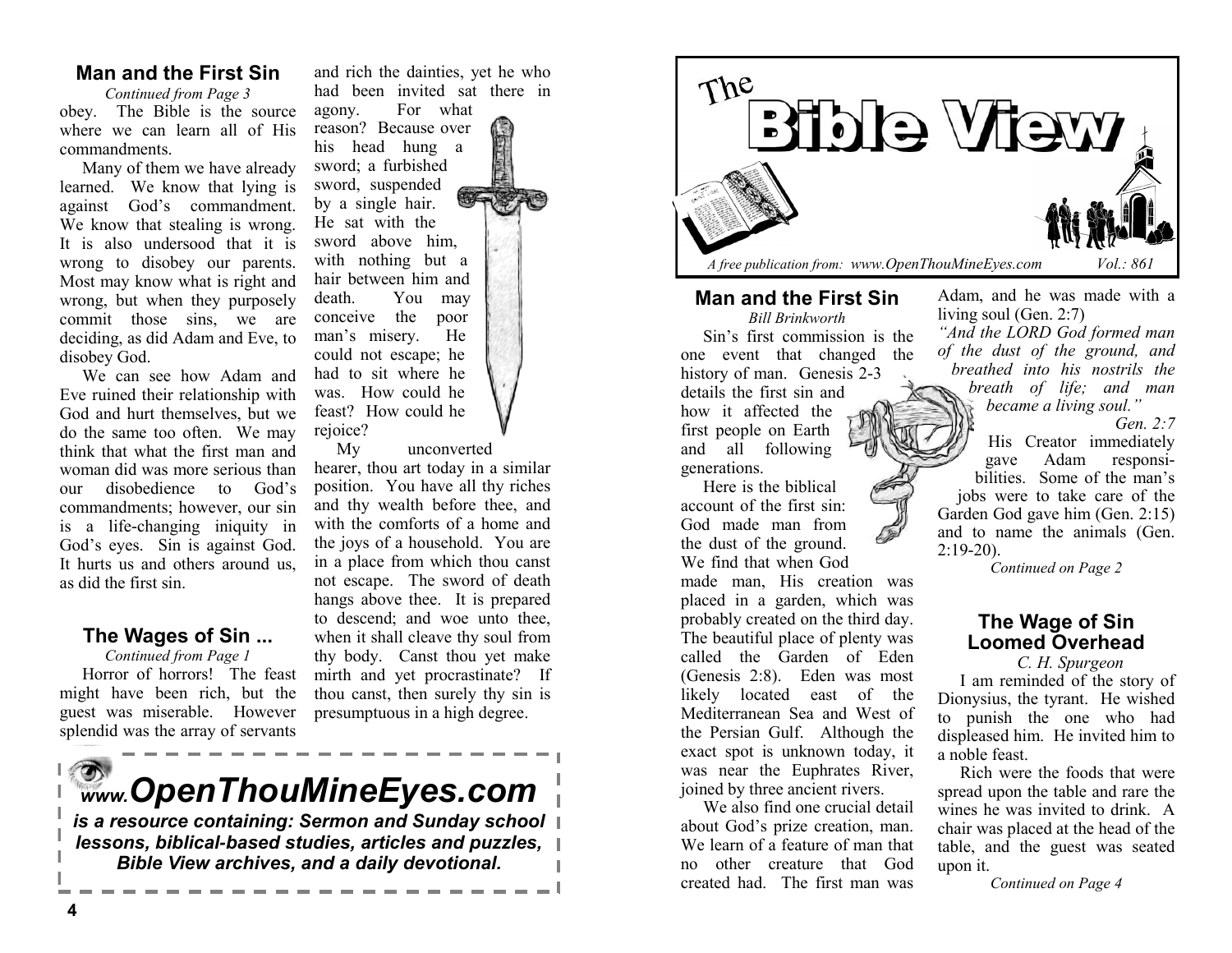## Man and the First Sin

*Continued from Page 3*

obey. The Bible is the source where we can learn all of His commandments.

Many of them we have already learned. We know that lying is against God's commandment. We know that stealing is wrong. It is also undersood that it is wrong to disobey our parents. Most may know what is right and wrong, but when they purposely commit those sins, we are deciding, as did Adam and Eve, to disobey God.

We can see how Adam and Eve ruined their relationship with God and hurt themselves, but we do the same too often. We may think that what the first man and woman did was more serious than our disobedience to God's commandments; however, our sin is a life-changing iniquity in God's eyes. Sin is against God. It hurts us and others around us, as did the first sin.

## The Wages of Sin ...

*Continued from Page 1*

Horror of horrors! The feast might have been rich, but the guest was miserable. However splendid was the array of servants and rich the dainties, yet he who had been invited sat there in agony. For what reason? Because over his head hung a sword; a furbished sword, suspended by a single hair. He sat with the sword above him, with nothing but a hair between him and death. You may conceive the poor man's misery. He could not escape; he had to sit where he was. How could he feast? How could he rejoice?

My unconverted hearer, thou art today in a similar position. You have all thy riches and thy wealth before thee, and with the comforts of a home and the joys of a household. You are in a place from which thou canst not escape. The sword of death hangs above thee. It is prepared to descend; and woe unto thee, when it shall cleave thy soul from thy body. Canst thou yet make mirth and yet procrastinate? If thou canst, then surely thy sin is presumptuous in a high degree.

***www.OpenThouMineEyes.com***

***is a resource containing: Sermon and Sunday school lessons, biblical-based studies, articles and puzzles, Bible View archives, and a daily devotional.***

# The Bible View

*A free publication from: www.OpenThouMineEyes.com* *Vol.: 861*

## Man and the First Sin

*Bill Brinkworth*

Sin's first commission is the one event that changed the history of man. Genesis 2-3 details the first sin and how it affected the first people on Earth and all following generations.

Here is the biblical account of the first sin: God made man from the dust of the ground. We find that when God made man, His creation was placed in a garden, which was probably created on the third day. The beautiful place of plenty was called the Garden of Eden (Genesis 2:8). Eden was most likely located east of the Mediterranean Sea and West of the Persian Gulf. Although the exact spot is unknown today, it was near the Euphrates River, joined by three ancient rivers.

We also find one crucial detail about God's prize creation, man. We learn of a feature of man that no other creature that God created had. The first man was Adam, and he was made with a living soul (Gen. 2:7)

*"And the LORD God formed man of the dust of the ground, and breathed into his nostrils the breath of life; and man became a living soul."*

*Gen. 2:7*

His Creator immediately gave Adam responsibilities. Some of the man's jobs were to take care of the Garden God gave him (Gen. 2:15) and to name the animals (Gen. 2:19-20).

*Continued on Page 2*

## The Wage of Sin Loomed Overhead

*C. H. Spurgeon*

I am reminded of the story of Dionysius, the tyrant. He wished to punish the one who had displeased him. He invited him to a noble feast.

Rich were the foods that were spread upon the table and rare the wines he was invited to drink. A chair was placed at the head of the table, and the guest was seated upon it.

*Continued on Page 4*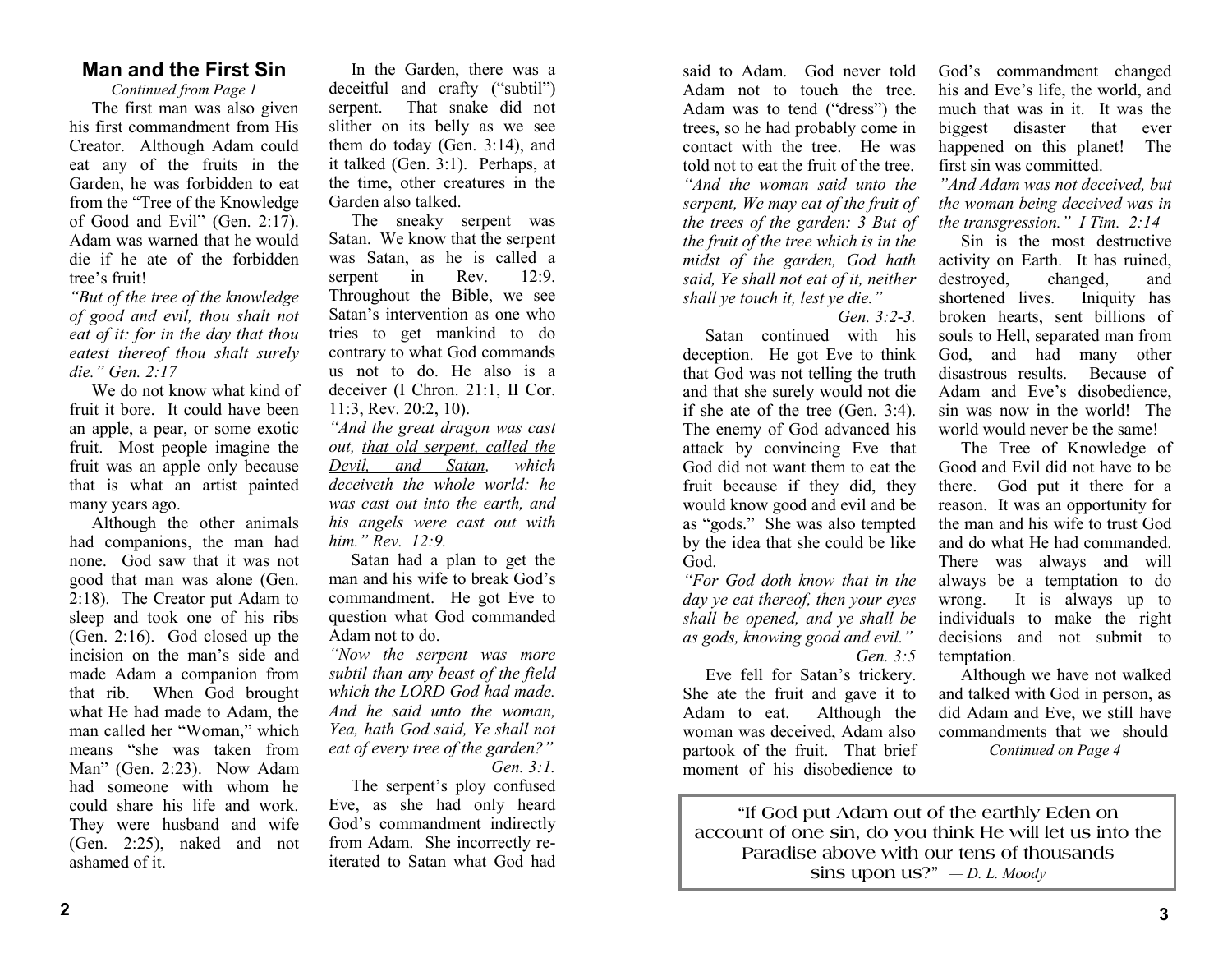## Man and the First Sin

*Continued from Page 1*

The first man was also given his first commandment from His Creator. Although Adam could eat any of the fruits in the Garden, he was forbidden to eat from the "Tree of the Knowledge of Good and Evil" (Gen. 2:17). Adam was warned that he would die if he ate of the forbidden tree's fruit!

*"But of the tree of the knowledge of good and evil, thou shalt not eat of it: for in the day that thou eatest thereof thou shalt surely die." Gen. 2:17*

We do not know what kind of fruit it bore. It could have been an apple, a pear, or some exotic fruit. Most people imagine the fruit was an apple only because that is what an artist painted many years ago.

Although the other animals had companions, the man had none. God saw that it was not good that man was alone (Gen. 2:18). The Creator put Adam to sleep and took one of his ribs (Gen. 2:16). God closed up the incision on the man's side and made Adam a companion from that rib. When God brought what He had made to Adam, the man called her "Woman," which means "she was taken from Man" (Gen. 2:23). Now Adam had someone with whom he could share his life and work. They were husband and wife (Gen. 2:25), naked and not ashamed of it.

In the Garden, there was a deceitful and crafty ("subtil") serpent. That snake did not slither on its belly as we see them do today (Gen. 3:14), and it talked (Gen. 3:1). Perhaps, at the time, other creatures in the Garden also talked.

The sneaky serpent was Satan. We know that the serpent was Satan, as he is called a serpent in Rev. 12:9. Throughout the Bible, we see Satan's intervention as one who tries to get mankind to do contrary to what God commands us not to do. He also is a deceiver (I Chron. 21:1, II Cor. 11:3, Rev. 20:2, 10).

*"And the great dragon was cast out, <u>that old serpent, called the Devil, and Satan</u>, which deceiveth the whole world: he was cast out into the earth, and his angels were cast out with him." Rev. 12:9.*

Satan had a plan to get the man and his wife to break God's commandment. He got Eve to question what God commanded Adam not to do.

*"Now the serpent was more subtil than any beast of the field which the LORD God had made. And he said unto the woman, Yea, hath God said, Ye shall not eat of every tree of the garden?" Gen. 3:1.*

The serpent's ploy confused Eve, as she had only heard God's commandment indirectly from Adam. She incorrectly re-iterated to Satan what God had said to Adam. God never told Adam not to touch the tree. Adam was to tend ("dress") the trees, so he had probably come in contact with the tree. He was told not to eat the fruit of the tree.

*"And the woman said unto the serpent, We may eat of the fruit of the trees of the garden: 3 But of the fruit of the tree which is in the midst of the garden, God hath said, Ye shall not eat of it, neither shall ye touch it, lest ye die." Gen. 3:2-3.*

Satan continued with his deception. He got Eve to think that God was not telling the truth and that she surely would not die if she ate of the tree (Gen. 3:4). The enemy of God advanced his attack by convincing Eve that God did not want them to eat the fruit because if they did, they would know good and evil and be as "gods." She was also tempted by the idea that she could be like God.

*"For God doth know that in the day ye eat thereof, then your eyes shall be opened, and ye shall be as gods, knowing good and evil." Gen. 3:5*

Eve fell for Satan's trickery. She ate the fruit and gave it to Adam to eat. Although the woman was deceived, Adam also partook of the fruit. That brief moment of his disobedience to God's commandment changed his and Eve's life, the world, and much that was in it. It was the biggest disaster that ever happened on this planet! The first sin was committed.

*"And Adam was not deceived, but the woman being deceived was in the transgression." I Tim. 2:14*

Sin is the most destructive activity on Earth. It has ruined, destroyed, changed, and shortened lives. Iniquity has broken hearts, sent billions of souls to Hell, separated man from God, and had many other disastrous results. Because of Adam and Eve's disobedience, sin was now in the world! The world would never be the same!

The Tree of Knowledge of Good and Evil did not have to be there. God put it there for a reason. It was an opportunity for the man and his wife to trust God and do what He had commanded. There was always and will always be a temptation to do wrong. It is always up to individuals to make the right decisions and not submit to temptation.

Although we have not walked and talked with God in person, as did Adam and Eve, we still have commandments that we should

*Continued on Page 4*

"If God put Adam out of the earthly Eden on account of one sin, do you think He will let us into the Paradise above with our tens of thousands sins upon us?" *— D. L. Moody*